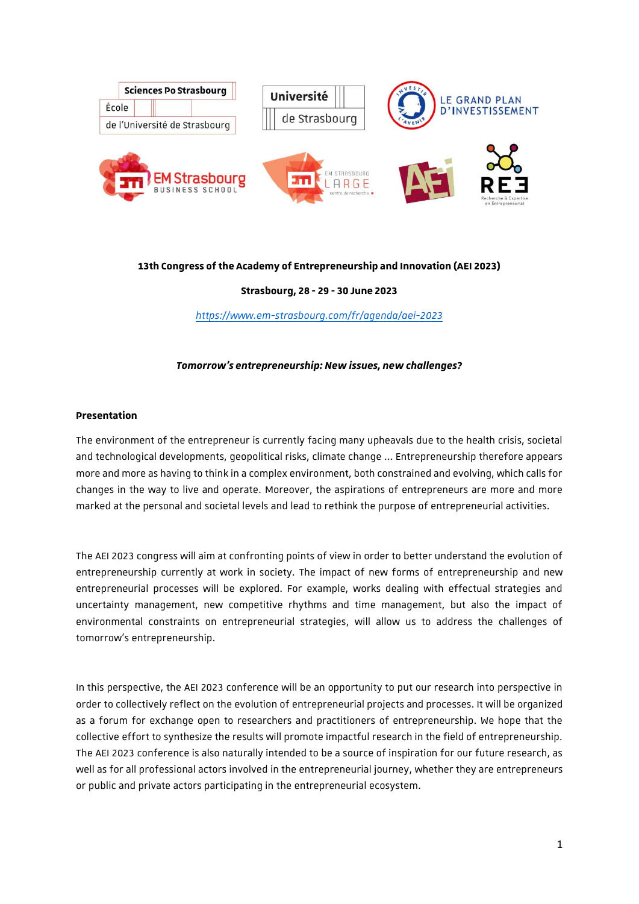**13th Congress of the Academy of Entrepreneurship and Innovation (AEI 2023)**

**Strasbourg, 28 - 29 - 30 June 2023**

*https://www.em-strasbourg.com/fr/agenda/aei-2023*

***Tomorrow's entrepreneurship: New issues, new challenges?***

## Presentation

The environment of the entrepreneur is currently facing many upheavals due to the health crisis, societal and technological developments, geopolitical risks, climate change ... Entrepreneurship therefore appears more and more as having to think in a complex environment, both constrained and evolving, which calls for changes in the way to live and operate. Moreover, the aspirations of entrepreneurs are more and more marked at the personal and societal levels and lead to rethink the purpose of entrepreneurial activities.

The AEI 2023 congress will aim at confronting points of view in order to better understand the evolution of entrepreneurship currently at work in society. The impact of new forms of entrepreneurship and new entrepreneurial processes will be explored. For example, works dealing with effectual strategies and uncertainty management, new competitive rhythms and time management, but also the impact of environmental constraints on entrepreneurial strategies, will allow us to address the challenges of tomorrow's entrepreneurship.

In this perspective, the AEI 2023 conference will be an opportunity to put our research into perspective in order to collectively reflect on the evolution of entrepreneurial projects and processes. It will be organized as a forum for exchange open to researchers and practitioners of entrepreneurship. We hope that the collective effort to synthesize the results will promote impactful research in the field of entrepreneurship. The AEI 2023 conference is also naturally intended to be a source of inspiration for our future research, as well as for all professional actors involved in the entrepreneurial journey, whether they are entrepreneurs or public and private actors participating in the entrepreneurial ecosystem.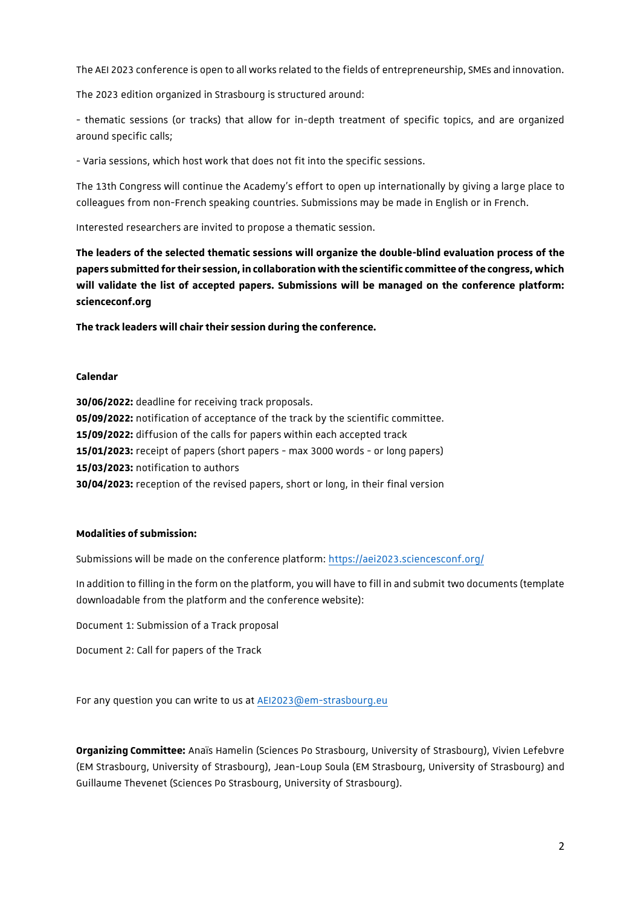The AEI 2023 conference is open to all works related to the fields of entrepreneurship, SMEs and innovation.

The 2023 edition organized in Strasbourg is structured around:

- thematic sessions (or tracks) that allow for in-depth treatment of specific topics, and are organized around specific calls;

- Varia sessions, which host work that does not fit into the specific sessions.

The 13th Congress will continue the Academy's effort to open up internationally by giving a large place to colleagues from non-French speaking countries. Submissions may be made in English or in French.

Interested researchers are invited to propose a thematic session.

**The leaders of the selected thematic sessions will organize the double-blind evaluation process of the papers submitted for their session, in collaboration with the scientific committee of the congress, which will validate the list of accepted papers. Submissions will be managed on the conference platform: scienceconf.org**

**The track leaders will chair their session during the conference.**

**Calendar**

**30/06/2022:** deadline for receiving track proposals.
**05/09/2022:** notification of acceptance of the track by the scientific committee.
**15/09/2022:** diffusion of the calls for papers within each accepted track
**15/01/2023:** receipt of papers (short papers - max 3000 words - or long papers)
**15/03/2023:** notification to authors
**30/04/2023:** reception of the revised papers, short or long, in their final version

**Modalities of submission:**

Submissions will be made on the conference platform: https://aei2023.sciencesconf.org/

In addition to filling in the form on the platform, you will have to fill in and submit two documents (template downloadable from the platform and the conference website):

Document 1: Submission of a Track proposal

Document 2: Call for papers of the Track

For any question you can write to us at AEI2023@em-strasbourg.eu

**Organizing Committee:** Anaïs Hamelin (Sciences Po Strasbourg, University of Strasbourg), Vivien Lefebvre (EM Strasbourg, University of Strasbourg), Jean-Loup Soula (EM Strasbourg, University of Strasbourg) and Guillaume Thevenet (Sciences Po Strasbourg, University of Strasbourg).